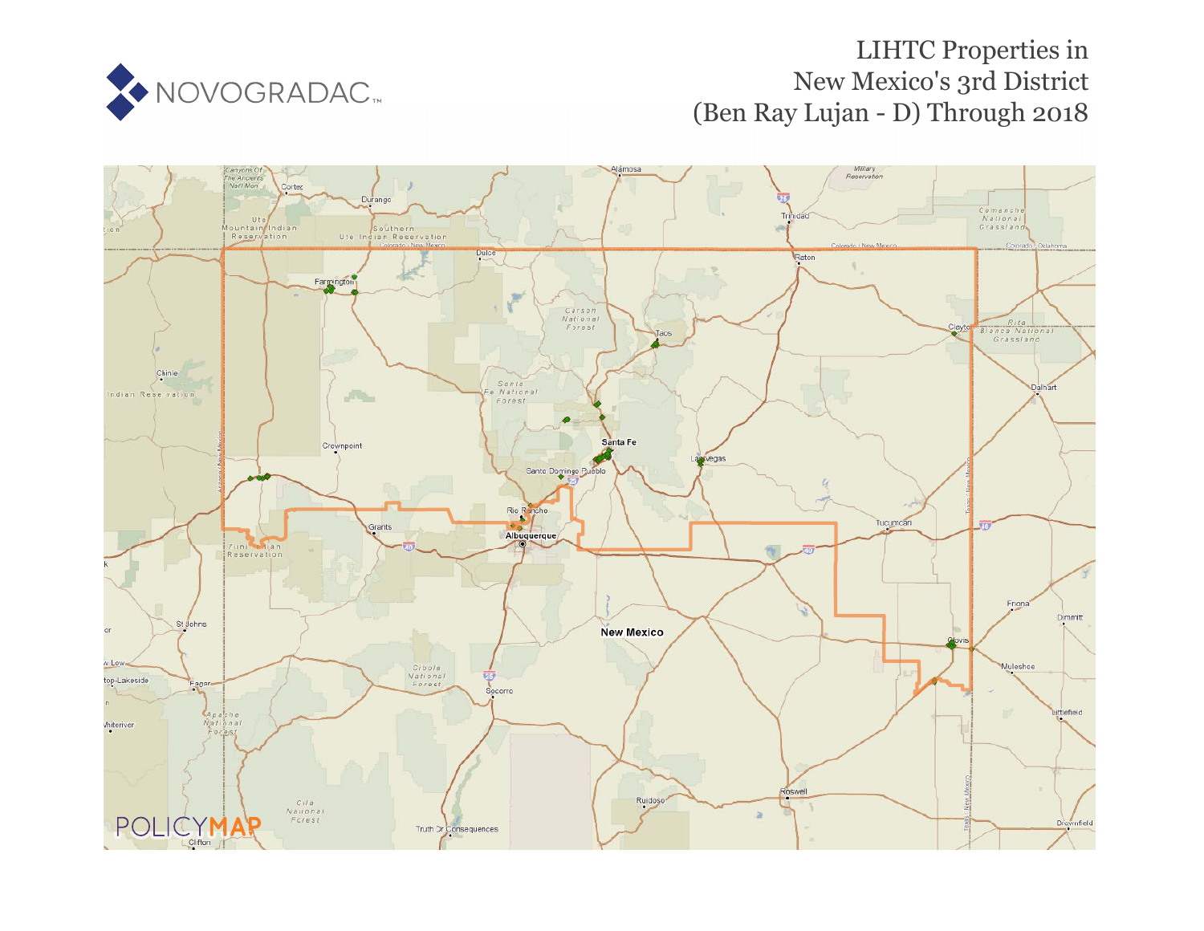# LIHTC Properties in New Mexico's 3rd District (Ben Ray Lujan - D) Through 2018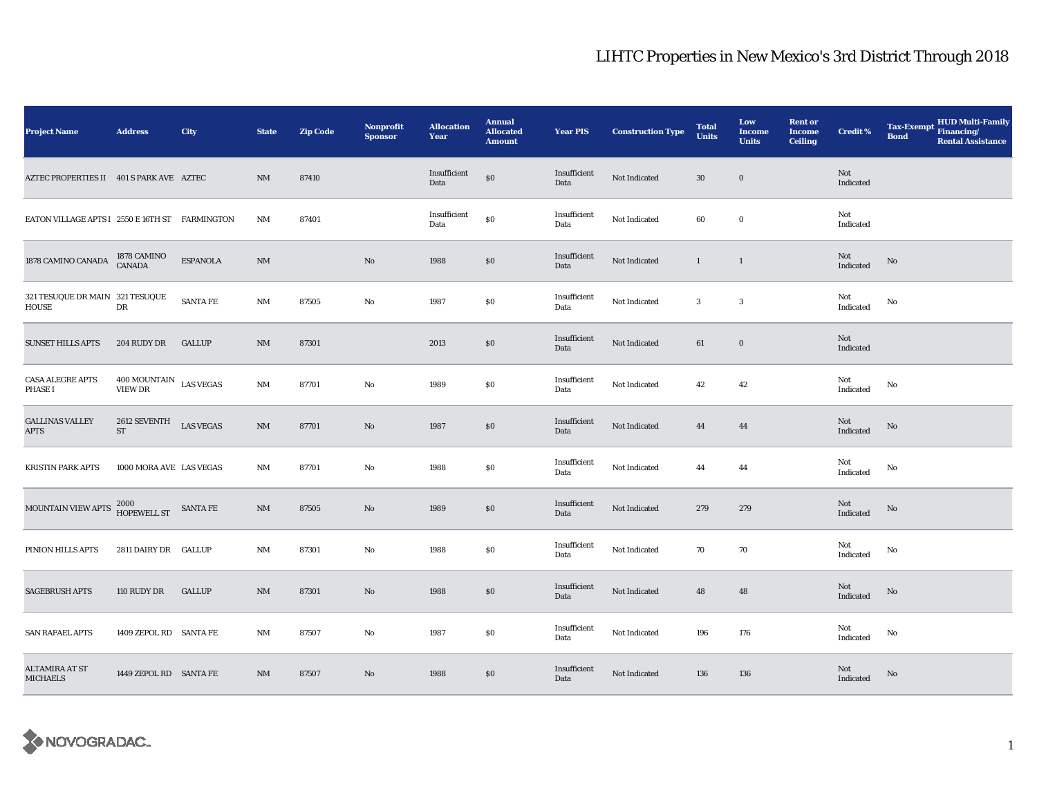# LIHTC Properties in New Mexico's 3rd District Through 2018

| Project Name | Address | City | State | Zip Code | Nonprofit Sponsor | Allocation Year | Annual Allocated Amount | Year PIS | Construction Type | Total Units | Low Income Units | Rent or Income Ceiling | Credit % | Tax-Exempt Bond | HUD Multi-Family Financing/ Rental Assistance |
|---|---|---|---|---|---|---|---|---|---|---|---|---|---|---|---|
| AZTEC PROPERTIES II | 401 S PARK AVE | AZTEC | NM | 87410 | | Insufficient Data | $0 | Insufficient Data | Not Indicated | 30 | 0 | | Not Indicated | | |
| EATON VILLAGE APTS I | 2550 E 16TH ST | FARMINGTON | NM | 87401 | | Insufficient Data | $0 | Insufficient Data | Not Indicated | 60 | 0 | | Not Indicated | | |
| 1878 CAMINO CANADA | 1878 CAMINO CANADA | ESPANOLA | NM | | No | 1988 | $0 | Insufficient Data | Not Indicated | 1 | 1 | | Not Indicated | No | |
| 321 TESUQUE DR MAIN HOUSE | 321 TESUQUE DR | SANTA FE | NM | 87505 | No | 1987 | $0 | Insufficient Data | Not Indicated | 3 | 3 | | Not Indicated | No | |
| SUNSET HILLS APTS | 204 RUDY DR | GALLUP | NM | 87301 | | 2013 | $0 | Insufficient Data | Not Indicated | 61 | 0 | | Not Indicated | | |
| CASA ALEGRE APTS PHASE I | 400 MOUNTAIN VIEW DR | LAS VEGAS | NM | 87701 | No | 1989 | $0 | Insufficient Data | Not Indicated | 42 | 42 | | Not Indicated | No | |
| GALLINAS VALLEY APTS | 2612 SEVENTH ST | LAS VEGAS | NM | 87701 | No | 1987 | $0 | Insufficient Data | Not Indicated | 44 | 44 | | Not Indicated | No | |
| KRISTIN PARK APTS | 1000 MORA AVE | LAS VEGAS | NM | 87701 | No | 1988 | $0 | Insufficient Data | Not Indicated | 44 | 44 | | Not Indicated | No | |
| MOUNTAIN VIEW APTS | 2000 HOPEWELL ST | SANTA FE | NM | 87505 | No | 1989 | $0 | Insufficient Data | Not Indicated | 279 | 279 | | Not Indicated | No | |
| PINION HILLS APTS | 2811 DAIRY DR | GALLUP | NM | 87301 | No | 1988 | $0 | Insufficient Data | Not Indicated | 70 | 70 | | Not Indicated | No | |
| SAGEBRUSH APTS | 110 RUDY DR | GALLUP | NM | 87301 | No | 1988 | $0 | Insufficient Data | Not Indicated | 48 | 48 | | Not Indicated | No | |
| SAN RAFAEL APTS | 1409 ZEPOL RD | SANTA FE | NM | 87507 | No | 1987 | $0 | Insufficient Data | Not Indicated | 196 | 176 | | Not Indicated | No | |
| ALTAMIRA AT ST MICHAELS | 1449 ZEPOL RD | SANTA FE | NM | 87507 | No | 1988 | $0 | Insufficient Data | Not Indicated | 136 | 136 | | Not Indicated | No | |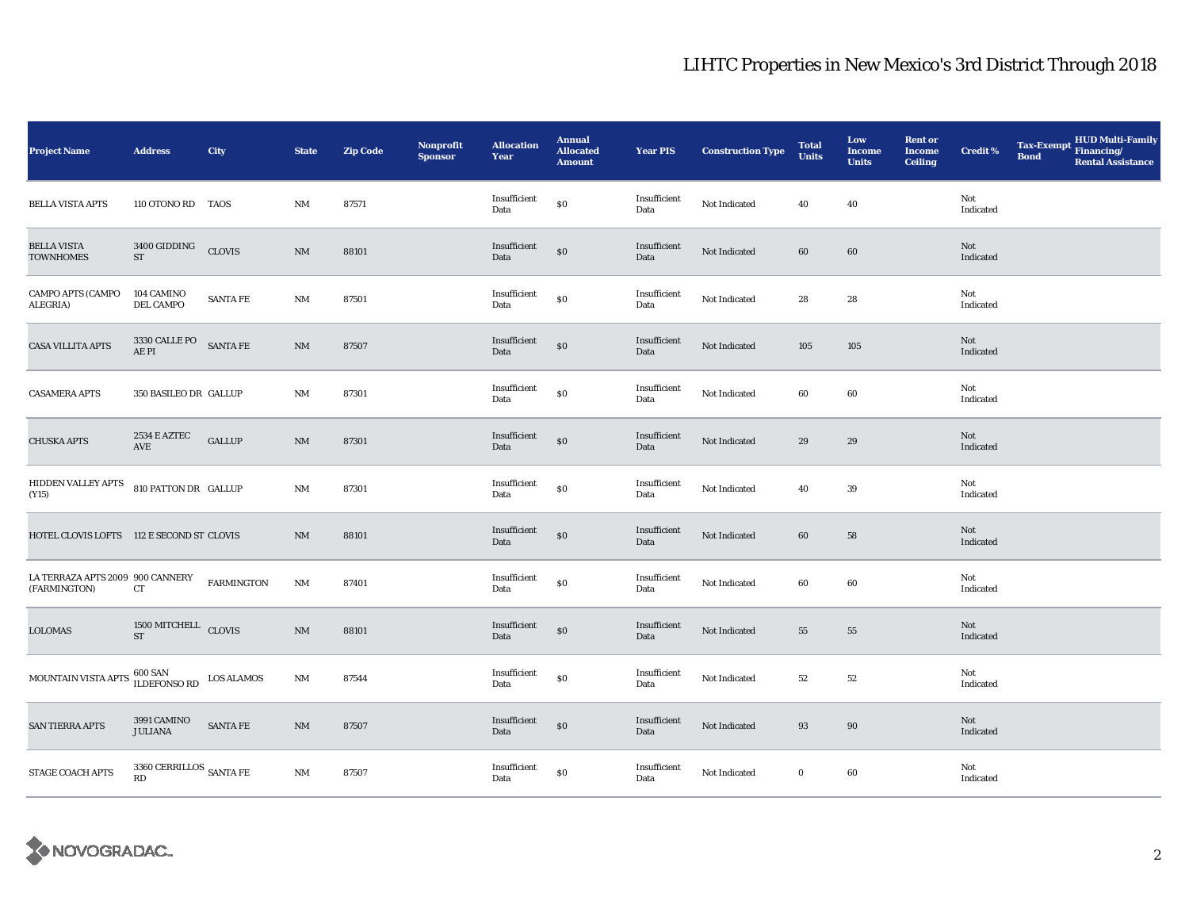# LIHTC Properties in New Mexico's 3rd District Through 2018

| Project Name | Address | City | State | Zip Code | Nonprofit Sponsor | Allocation Year | Annual Allocated Amount | Year PIS | Construction Type | Total Units | Low Income Units | Rent or Income Ceiling | Credit % | Tax-Exempt Bond | HUD Multi-Family Financing/ Rental Assistance |
|---|---|---|---|---|---|---|---|---|---|---|---|---|---|---|---|
| BELLA VISTA APTS | 110 OTONO RD | TAOS | NM | 87571 | | Insufficient Data | $0 | Insufficient Data | Not Indicated | 40 | 40 | | Not Indicated | | |
| BELLA VISTA TOWNHOMES | 3400 GIDDING ST | CLOVIS | NM | 88101 | | Insufficient Data | $0 | Insufficient Data | Not Indicated | 60 | 60 | | Not Indicated | | |
| CAMPO APTS (CAMPO ALEGRIA) | 104 CAMINO DEL CAMPO | SANTA FE | NM | 87501 | | Insufficient Data | $0 | Insufficient Data | Not Indicated | 28 | 28 | | Not Indicated | | |
| CASA VILLITA APTS | 3330 CALLE PO AE PI | SANTA FE | NM | 87507 | | Insufficient Data | $0 | Insufficient Data | Not Indicated | 105 | 105 | | Not Indicated | | |
| CASAMERA APTS | 350 BASILEO DR | GALLUP | NM | 87301 | | Insufficient Data | $0 | Insufficient Data | Not Indicated | 60 | 60 | | Not Indicated | | |
| CHUSKA APTS | 2534 E AZTEC AVE | GALLUP | NM | 87301 | | Insufficient Data | $0 | Insufficient Data | Not Indicated | 29 | 29 | | Not Indicated | | |
| HIDDEN VALLEY APTS (Y15) | 810 PATTON DR | GALLUP | NM | 87301 | | Insufficient Data | $0 | Insufficient Data | Not Indicated | 40 | 39 | | Not Indicated | | |
| HOTEL CLOVIS LOFTS | 112 E SECOND ST | CLOVIS | NM | 88101 | | Insufficient Data | $0 | Insufficient Data | Not Indicated | 60 | 58 | | Not Indicated | | |
| LA TERRAZA APTS 2009 (FARMINGTON) | 900 CANNERY CT | FARMINGTON | NM | 87401 | | Insufficient Data | $0 | Insufficient Data | Not Indicated | 60 | 60 | | Not Indicated | | |
| LOLOMAS | 1500 MITCHELL ST | CLOVIS | NM | 88101 | | Insufficient Data | $0 | Insufficient Data | Not Indicated | 55 | 55 | | Not Indicated | | |
| MOUNTAIN VISTA APTS | 600 SAN ILDEFONSO RD | LOS ALAMOS | NM | 87544 | | Insufficient Data | $0 | Insufficient Data | Not Indicated | 52 | 52 | | Not Indicated | | |
| SAN TIERRA APTS | 3991 CAMINO JULIANA | SANTA FE | NM | 87507 | | Insufficient Data | $0 | Insufficient Data | Not Indicated | 93 | 90 | | Not Indicated | | |
| STAGE COACH APTS | 3360 CERRILLOS RD | SANTA FE | NM | 87507 | | Insufficient Data | $0 | Insufficient Data | Not Indicated | 0 | 60 | | Not Indicated | | |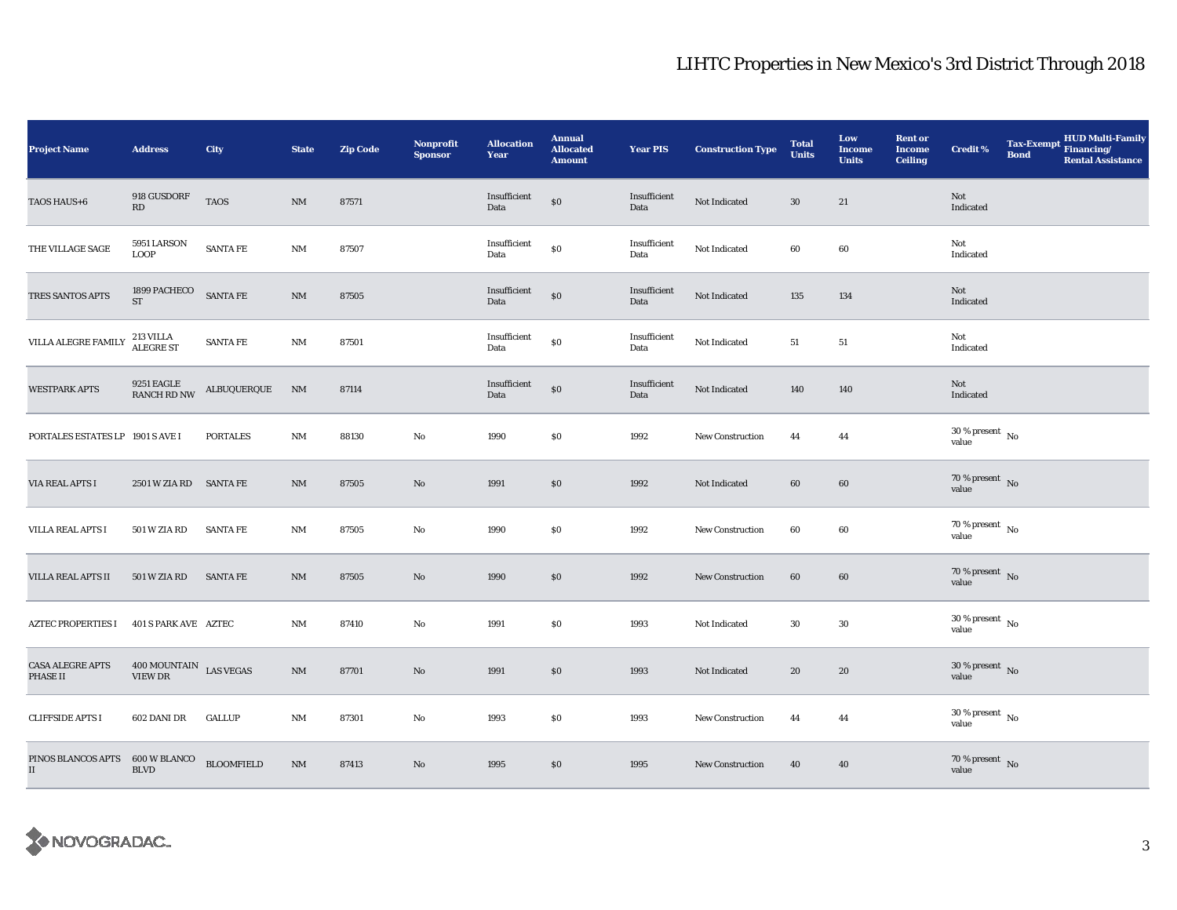# LIHTC Properties in New Mexico's 3rd District Through 2018

| Project Name | Address | City | State | Zip Code | Nonprofit Sponsor | Allocation Year | Annual Allocated Amount | Year PIS | Construction Type | Total Units | Low Income Units | Rent or Income Ceiling | Credit % | Tax-Exempt Bond | HUD Multi-Family Financing/ Rental Assistance |
|---|---|---|---|---|---|---|---|---|---|---|---|---|---|---|---|
| TAOS HAUS+6 | 918 GUSDORF RD | TAOS | NM | 87571 | | Insufficient Data | $0 | Insufficient Data | Not Indicated | 30 | 21 | | Not Indicated | | |
| THE VILLAGE SAGE | 5951 LARSON LOOP | SANTA FE | NM | 87507 | | Insufficient Data | $0 | Insufficient Data | Not Indicated | 60 | 60 | | Not Indicated | | |
| TRES SANTOS APTS | 1899 PACHECO ST | SANTA FE | NM | 87505 | | Insufficient Data | $0 | Insufficient Data | Not Indicated | 135 | 134 | | Not Indicated | | |
| VILLA ALEGRE FAMILY | 213 VILLA ALEGRE ST | SANTA FE | NM | 87501 | | Insufficient Data | $0 | Insufficient Data | Not Indicated | 51 | 51 | | Not Indicated | | |
| WESTPARK APTS | 9251 EAGLE RANCH RD NW | ALBUQUERQUE | NM | 87114 | | Insufficient Data | $0 | Insufficient Data | Not Indicated | 140 | 140 | | Not Indicated | | |
| PORTALES ESTATES LP | 1901 S AVE I | PORTALES | NM | 88130 | No | 1990 | $0 | 1992 | New Construction | 44 | 44 | | 30 % present value | No | |
| VIA REAL APTS I | 2501 W ZIA RD | SANTA FE | NM | 87505 | No | 1991 | $0 | 1992 | Not Indicated | 60 | 60 | | 70 % present value | No | |
| VILLA REAL APTS I | 501 W ZIA RD | SANTA FE | NM | 87505 | No | 1990 | $0 | 1992 | New Construction | 60 | 60 | | 70 % present value | No | |
| VILLA REAL APTS II | 501 W ZIA RD | SANTA FE | NM | 87505 | No | 1990 | $0 | 1992 | New Construction | 60 | 60 | | 70 % present value | No | |
| AZTEC PROPERTIES I | 401 S PARK AVE | AZTEC | NM | 87410 | No | 1991 | $0 | 1993 | Not Indicated | 30 | 30 | | 30 % present value | No | |
| CASA ALEGRE APTS PHASE II | 400 MOUNTAIN VIEW DR | LAS VEGAS | NM | 87701 | No | 1991 | $0 | 1993 | Not Indicated | 20 | 20 | | 30 % present value | No | |
| CLIFFSIDE APTS I | 602 DANI DR | GALLUP | NM | 87301 | No | 1993 | $0 | 1993 | New Construction | 44 | 44 | | 30 % present value | No | |
| PINOS BLANCOS APTS II | 600 W BLANCO BLVD | BLOOMFIELD | NM | 87413 | No | 1995 | $0 | 1995 | New Construction | 40 | 40 | | 70 % present value | No | |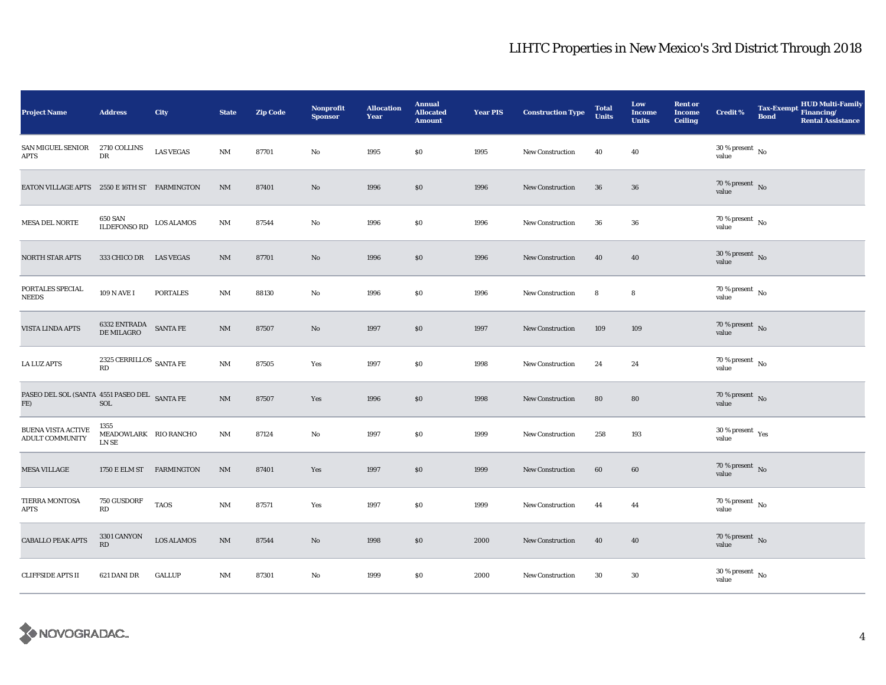# LIHTC Properties in New Mexico's 3rd District Through 2018

| Project Name | Address | City | State | Zip Code | Nonprofit Sponsor | Allocation Year | Annual Allocated Amount | Year PIS | Construction Type | Total Units | Low Income Units | Rent or Income Ceiling | Credit % | Tax-Exempt Bond | HUD Multi-Family Financing/ Rental Assistance |
|---|---|---|---|---|---|---|---|---|---|---|---|---|---|---|---|
| SAN MIGUEL SENIOR APTS | 2710 COLLINS DR | LAS VEGAS | NM | 87701 | No | 1995 | $0 | 1995 | New Construction | 40 | 40 | | 30 % present value | No | |
| EATON VILLAGE APTS | 2550 E 16TH ST | FARMINGTON | NM | 87401 | No | 1996 | $0 | 1996 | New Construction | 36 | 36 | | 70 % present value | No | |
| MESA DEL NORTE | 650 SAN ILDEFONSO RD | LOS ALAMOS | NM | 87544 | No | 1996 | $0 | 1996 | New Construction | 36 | 36 | | 70 % present value | No | |
| NORTH STAR APTS | 333 CHICO DR | LAS VEGAS | NM | 87701 | No | 1996 | $0 | 1996 | New Construction | 40 | 40 | | 30 % present value | No | |
| PORTALES SPECIAL NEEDS | 109 N AVE I | PORTALES | NM | 88130 | No | 1996 | $0 | 1996 | New Construction | 8 | 8 | | 70 % present value | No | |
| VISTA LINDA APTS | 6332 ENTRADA DE MILAGRO | SANTA FE | NM | 87507 | No | 1997 | $0 | 1997 | New Construction | 109 | 109 | | 70 % present value | No | |
| LA LUZ APTS | 2325 CERRILLOS RD | SANTA FE | NM | 87505 | Yes | 1997 | $0 | 1998 | New Construction | 24 | 24 | | 70 % present value | No | |
| PASEO DEL SOL (SANTA FE) | 4551 PASEO DEL SOL | SANTA FE | NM | 87507 | Yes | 1996 | $0 | 1998 | New Construction | 80 | 80 | | 70 % present value | No | |
| BUENA VISTA ACTIVE ADULT COMMUNITY | 1355 MEADOWLARK LN SE | RIO RANCHO | NM | 87124 | No | 1997 | $0 | 1999 | New Construction | 258 | 193 | | 30 % present value | Yes | |
| MESA VILLAGE | 1750 E ELM ST | FARMINGTON | NM | 87401 | Yes | 1997 | $0 | 1999 | New Construction | 60 | 60 | | 70 % present value | No | |
| TIERRA MONTOSA APTS | 750 GUSDORF RD | TAOS | NM | 87571 | Yes | 1997 | $0 | 1999 | New Construction | 44 | 44 | | 70 % present value | No | |
| CABALLO PEAK APTS | 3301 CANYON RD | LOS ALAMOS | NM | 87544 | No | 1998 | $0 | 2000 | New Construction | 40 | 40 | | 70 % present value | No | |
| CLIFFSIDE APTS II | 621 DANI DR | GALLUP | NM | 87301 | No | 1999 | $0 | 2000 | New Construction | 30 | 30 | | 30 % present value | No | |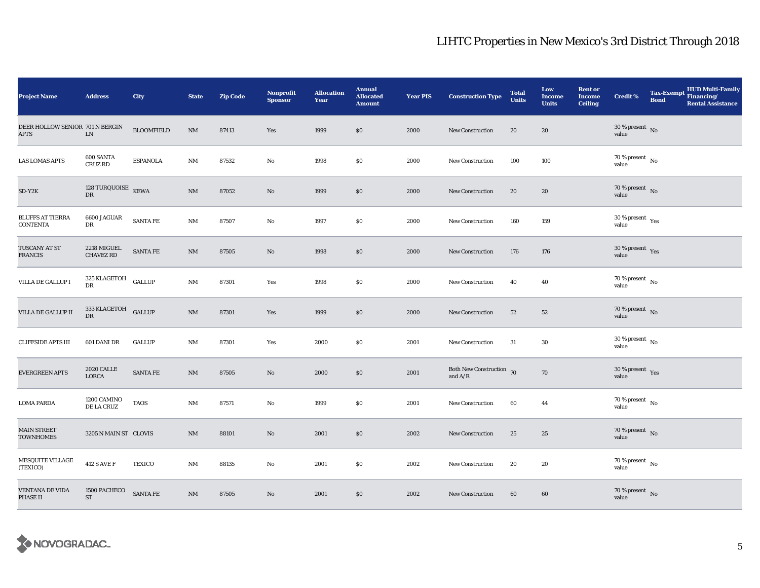## LIHTC Properties in New Mexico's 3rd District Through 2018

| Project Name | Address | City | State | Zip Code | Nonprofit Sponsor | Allocation Year | Annual Allocated Amount | Year PIS | Construction Type | Total Units | Low Income Units | Rent or Income Ceiling | Credit % | Tax-Exempt Bond | HUD Multi-Family Financing/ Rental Assistance |
|---|---|---|---|---|---|---|---|---|---|---|---|---|---|---|---|
| DEER HOLLOW SENIOR APTS | 701 N BERGIN LN | BLOOMFIELD | NM | 87413 | Yes | 1999 | $0 | 2000 | New Construction | 20 | 20 | | 30 % present value | No | |
| LAS LOMAS APTS | 600 SANTA CRUZ RD | ESPANOLA | NM | 87532 | No | 1998 | $0 | 2000 | New Construction | 100 | 100 | | 70 % present value | No | |
| SD-Y2K | 128 TURQUOISE DR | KEWA | NM | 87052 | No | 1999 | $0 | 2000 | New Construction | 20 | 20 | | 70 % present value | No | |
| BLUFFS AT TIERRA CONTENTA | 6600 JAGUAR DR | SANTA FE | NM | 87507 | No | 1997 | $0 | 2000 | New Construction | 160 | 159 | | 30 % present value | Yes | |
| TUSCANY AT ST FRANCIS | 2218 MIGUEL CHAVEZ RD | SANTA FE | NM | 87505 | No | 1998 | $0 | 2000 | New Construction | 176 | 176 | | 30 % present value | Yes | |
| VILLA DE GALLUP I | 325 KLAGETOH DR | GALLUP | NM | 87301 | Yes | 1998 | $0 | 2000 | New Construction | 40 | 40 | | 70 % present value | No | |
| VILLA DE GALLUP II | 333 KLAGETOH DR | GALLUP | NM | 87301 | Yes | 1999 | $0 | 2000 | New Construction | 52 | 52 | | 70 % present value | No | |
| CLIFFSIDE APTS III | 601 DANI DR | GALLUP | NM | 87301 | Yes | 2000 | $0 | 2001 | New Construction | 31 | 30 | | 30 % present value | No | |
| EVERGREEN APTS | 2020 CALLE LORCA | SANTA FE | NM | 87505 | No | 2000 | $0 | 2001 | Both New Construction and A/R | 70 | 70 | | 30 % present value | Yes | |
| LOMA PARDA | 1200 CAMINO DE LA CRUZ | TAOS | NM | 87571 | No | 1999 | $0 | 2001 | New Construction | 60 | 44 | | 70 % present value | No | |
| MAIN STREET TOWNHOMES | 3205 N MAIN ST | CLOVIS | NM | 88101 | No | 2001 | $0 | 2002 | New Construction | 25 | 25 | | 70 % present value | No | |
| MESQUITE VILLAGE (TEXICO) | 412 S AVE F | TEXICO | NM | 88135 | No | 2001 | $0 | 2002 | New Construction | 20 | 20 | | 70 % present value | No | |
| VENTANA DE VIDA PHASE II | 1500 PACHECO ST | SANTA FE | NM | 87505 | No | 2001 | $0 | 2002 | New Construction | 60 | 60 | | 70 % present value | No | |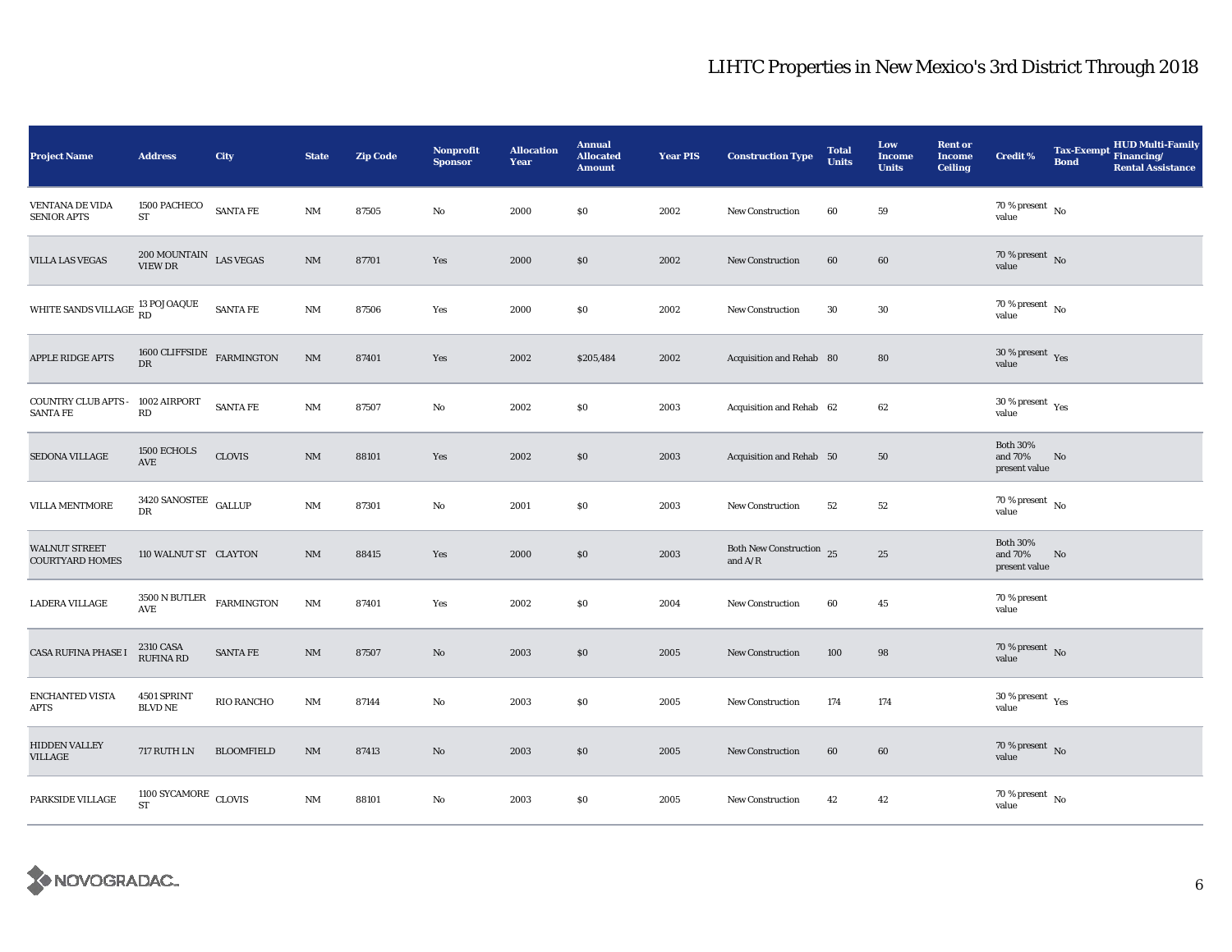## LIHTC Properties in New Mexico's 3rd District Through 2018

| Project Name | Address | City | State | Zip Code | Nonprofit Sponsor | Allocation Year | Annual Allocated Amount | Year PIS | Construction Type | Total Units | Low Income Units | Rent or Income Ceiling | Credit % | Tax-Exempt Bond | HUD Multi-Family Financing/ Rental Assistance |
|---|---|---|---|---|---|---|---|---|---|---|---|---|---|---|---|
| VENTANA DE VIDA SENIOR APTS | 1500 PACHECO ST | SANTA FE | NM | 87505 | No | 2000 | $0 | 2002 | New Construction | 60 | 59 | | 70 % present value | No | |
| VILLA LAS VEGAS | 200 MOUNTAIN VIEW DR | LAS VEGAS | NM | 87701 | Yes | 2000 | $0 | 2002 | New Construction | 60 | 60 | | 70 % present value | No | |
| WHITE SANDS VILLAGE | 13 POJOAQUE RD | SANTA FE | NM | 87506 | Yes | 2000 | $0 | 2002 | New Construction | 30 | 30 | | 70 % present value | No | |
| APPLE RIDGE APTS | 1600 CLIFFSIDE DR | FARMINGTON | NM | 87401 | Yes | 2002 | $205,484 | 2002 | Acquisition and Rehab | 80 | 80 | | 30 % present value | Yes | |
| COUNTRY CLUB APTS - SANTA FE | 1002 AIRPORT RD | SANTA FE | NM | 87507 | No | 2002 | $0 | 2003 | Acquisition and Rehab | 62 | 62 | | 30 % present value | Yes | |
| SEDONA VILLAGE | 1500 ECHOLS AVE | CLOVIS | NM | 88101 | Yes | 2002 | $0 | 2003 | Acquisition and Rehab | 50 | 50 | | Both 30% and 70% present value | No | |
| VILLA MENTMORE | 3420 SANOSTEE DR | GALLUP | NM | 87301 | No | 2001 | $0 | 2003 | New Construction | 52 | 52 | | 70 % present value | No | |
| WALNUT STREET COURTYARD HOMES | 110 WALNUT ST | CLAYTON | NM | 88415 | Yes | 2000 | $0 | 2003 | Both New Construction and A/R | 25 | 25 | | Both 30% and 70% present value | No | |
| LADERA VILLAGE | 3500 N BUTLER AVE | FARMINGTON | NM | 87401 | Yes | 2002 | $0 | 2004 | New Construction | 60 | 45 | | 70 % present value | | |
| CASA RUFINA PHASE I | 2310 CASA RUFINA RD | SANTA FE | NM | 87507 | No | 2003 | $0 | 2005 | New Construction | 100 | 98 | | 70 % present value | No | |
| ENCHANTED VISTA APTS | 4501 SPRINT BLVD NE | RIO RANCHO | NM | 87144 | No | 2003 | $0 | 2005 | New Construction | 174 | 174 | | 30 % present value | Yes | |
| HIDDEN VALLEY VILLAGE | 717 RUTH LN | BLOOMFIELD | NM | 87413 | No | 2003 | $0 | 2005 | New Construction | 60 | 60 | | 70 % present value | No | |
| PARKSIDE VILLAGE | 1100 SYCAMORE ST | CLOVIS | NM | 88101 | No | 2003 | $0 | 2005 | New Construction | 42 | 42 | | 70 % present value | No | |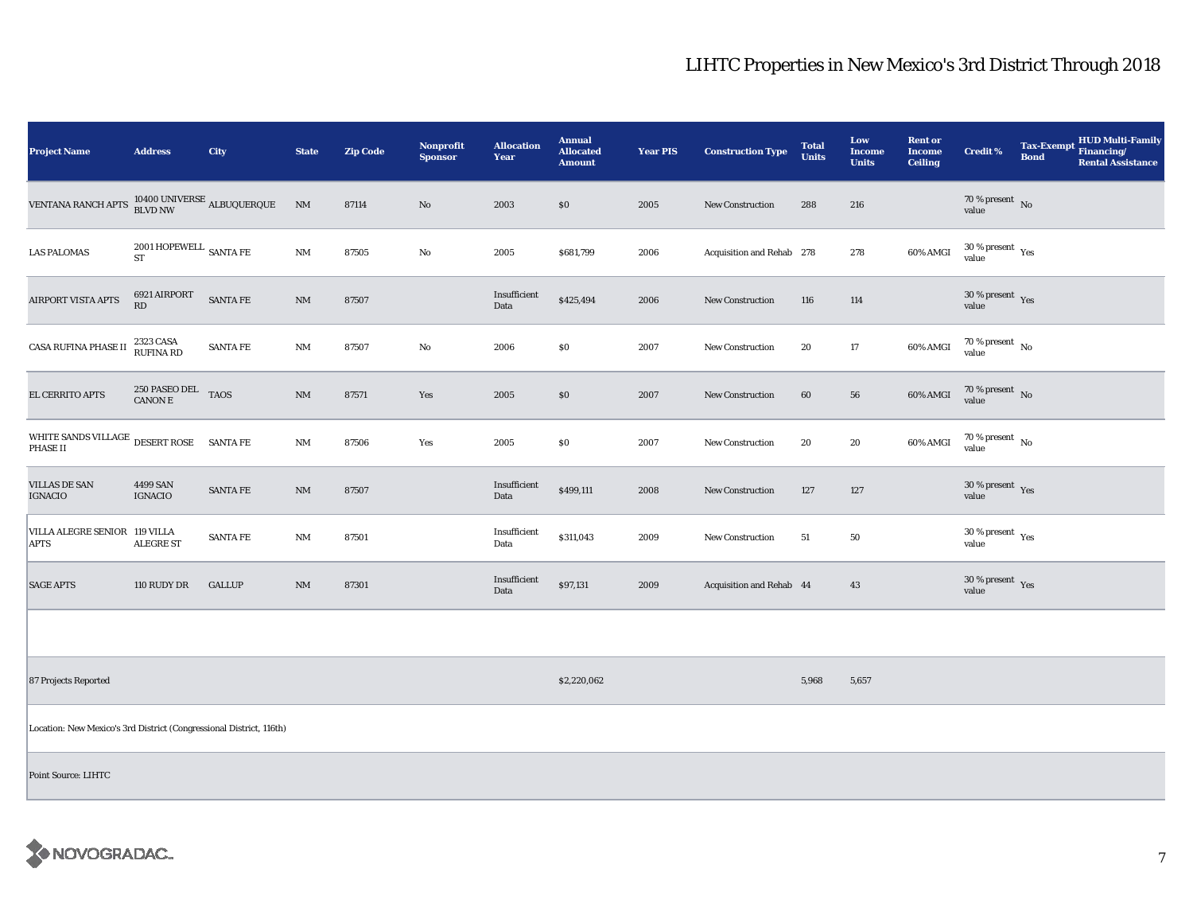## LIHTC Properties in New Mexico's 3rd District Through 2018

| Project Name | Address | City | State | Zip Code | Nonprofit Sponsor | Allocation Year | Annual Allocated Amount | Year PIS | Construction Type | Total Units | Low Income Units | Rent or Income Ceiling | Credit % | Tax-Exempt Bond | HUD Multi-Family Financing/ Rental Assistance |
|---|---|---|---|---|---|---|---|---|---|---|---|---|---|---|---|
| VENTANA RANCH APTS | 10400 UNIVERSE BLVD NW | ALBUQUERQUE | NM | 87114 | No | 2003 | $0 | 2005 | New Construction | 288 | 216 | | 70 % present value | No | |
| LAS PALOMAS | 2001 HOPEWELL ST | SANTA FE | NM | 87505 | No | 2005 | $681,799 | 2006 | Acquisition and Rehab | 278 | 278 | 60% AMGI | 30 % present value | Yes | |
| AIRPORT VISTA APTS | 6921 AIRPORT RD | SANTA FE | NM | 87507 | | Insufficient Data | $425,494 | 2006 | New Construction | 116 | 114 | | 30 % present value | Yes | |
| CASA RUFINA PHASE II | 2323 CASA RUFINA RD | SANTA FE | NM | 87507 | No | 2006 | $0 | 2007 | New Construction | 20 | 17 | 60% AMGI | 70 % present value | No | |
| EL CERRITO APTS | 250 PASEO DEL CANON E | TAOS | NM | 87571 | Yes | 2005 | $0 | 2007 | New Construction | 60 | 56 | 60% AMGI | 70 % present value | No | |
| WHITE SANDS VILLAGE PHASE II | DESERT ROSE | SANTA FE | NM | 87506 | Yes | 2005 | $0 | 2007 | New Construction | 20 | 20 | 60% AMGI | 70 % present value | No | |
| VILLAS DE SAN IGNACIO | 4499 SAN IGNACIO | SANTA FE | NM | 87507 | | Insufficient Data | $499,111 | 2008 | New Construction | 127 | 127 | | 30 % present value | Yes | |
| VILLA ALEGRE SENIOR APTS | 119 VILLA ALEGRE ST | SANTA FE | NM | 87501 | | Insufficient Data | $311,043 | 2009 | New Construction | 51 | 50 | | 30 % present value | Yes | |
| SAGE APTS | 110 RUDY DR | GALLUP | NM | 87301 | | Insufficient Data | $97,131 | 2009 | Acquisition and Rehab | 44 | 43 | | 30 % present value | Yes | |
| | | | | | | | | | | | | | | | |
| 87 Projects Reported | | | | | | | $2,220,062 | | | 5,968 | 5,657 | | | | |

Location: New Mexico's 3rd District (Congressional District, 116th)

Point Source: LIHTC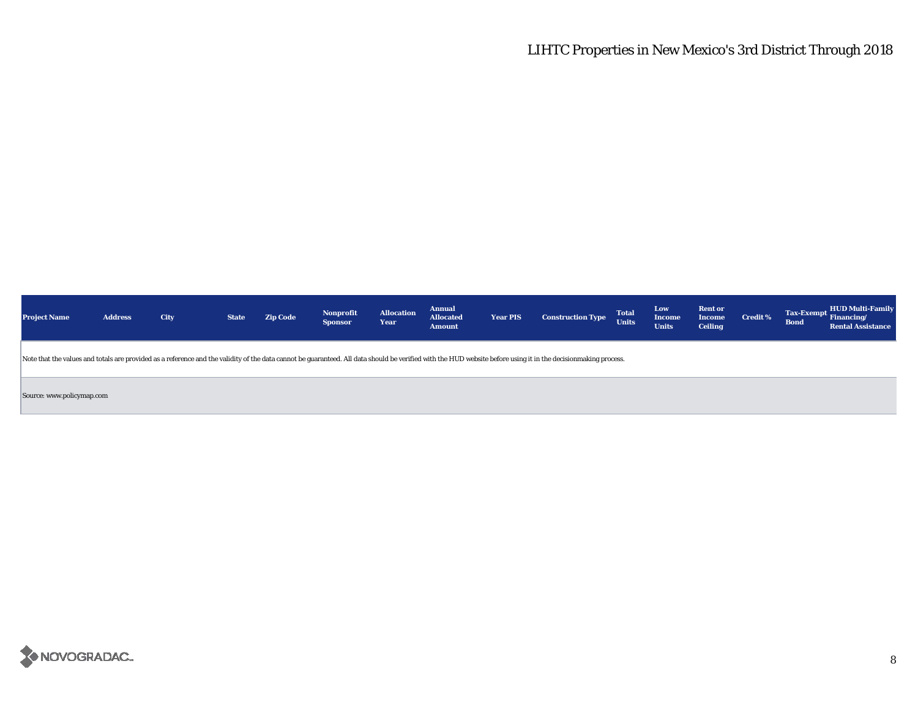# LIHTC Properties in New Mexico's 3rd District Through 2018

| Project Name | Address | City | State | Zip Code | Nonprofit Sponsor | Allocation Year | Annual Allocated Amount | Year PIS | Construction Type | Total Units | Low Income Units | Rent or Income Ceiling | Credit % | Tax-Exempt Bond | HUD Multi-Family Financing/ Rental Assistance |
|---|---|---|---|---|---|---|---|---|---|---|---|---|---|---|---|

Note that the values and totals are provided as a reference and the validity of the data cannot be guaranteed. All data should be verified with the HUD website before using it in the decisionmaking process.

Source: www.policymap.com